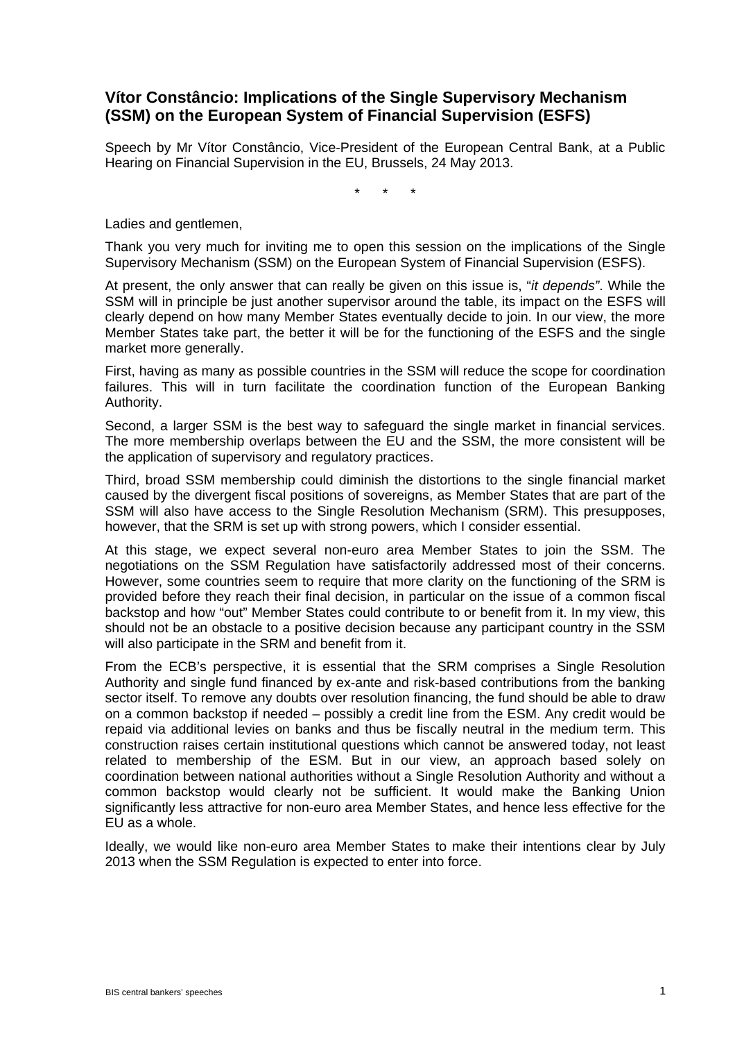# Vítor Constâncio: Implications of the Single Supervisory Mechanism (SSM) on the European System of Financial Supervision (ESFS)

Speech by Mr Vítor Constâncio, Vice-President of the European Central Bank, at a Public Hearing on Financial Supervision in the EU, Brussels, 24 May 2013.

\* \* \*

Ladies and gentlemen,

Thank you very much for inviting me to open this session on the implications of the Single Supervisory Mechanism (SSM) on the European System of Financial Supervision (ESFS).

At present, the only answer that can really be given on this issue is, "*it depends"*. While the SSM will in principle be just another supervisor around the table, its impact on the ESFS will clearly depend on how many Member States eventually decide to join. In our view, the more Member States take part, the better it will be for the functioning of the ESFS and the single market more generally.

First, having as many as possible countries in the SSM will reduce the scope for coordination failures. This will in turn facilitate the coordination function of the European Banking Authority.

Second, a larger SSM is the best way to safeguard the single market in financial services. The more membership overlaps between the EU and the SSM, the more consistent will be the application of supervisory and regulatory practices.

Third, broad SSM membership could diminish the distortions to the single financial market caused by the divergent fiscal positions of sovereigns, as Member States that are part of the SSM will also have access to the Single Resolution Mechanism (SRM). This presupposes, however, that the SRM is set up with strong powers, which I consider essential.

At this stage, we expect several non-euro area Member States to join the SSM. The negotiations on the SSM Regulation have satisfactorily addressed most of their concerns. However, some countries seem to require that more clarity on the functioning of the SRM is provided before they reach their final decision, in particular on the issue of a common fiscal backstop and how "out" Member States could contribute to or benefit from it. In my view, this should not be an obstacle to a positive decision because any participant country in the SSM will also participate in the SRM and benefit from it.

From the ECB's perspective, it is essential that the SRM comprises a Single Resolution Authority and single fund financed by ex-ante and risk-based contributions from the banking sector itself. To remove any doubts over resolution financing, the fund should be able to draw on a common backstop if needed – possibly a credit line from the ESM. Any credit would be repaid via additional levies on banks and thus be fiscally neutral in the medium term. This construction raises certain institutional questions which cannot be answered today, not least related to membership of the ESM. But in our view, an approach based solely on coordination between national authorities without a Single Resolution Authority and without a common backstop would clearly not be sufficient. It would make the Banking Union significantly less attractive for non-euro area Member States, and hence less effective for the EU as a whole.

Ideally, we would like non-euro area Member States to make their intentions clear by July 2013 when the SSM Regulation is expected to enter into force.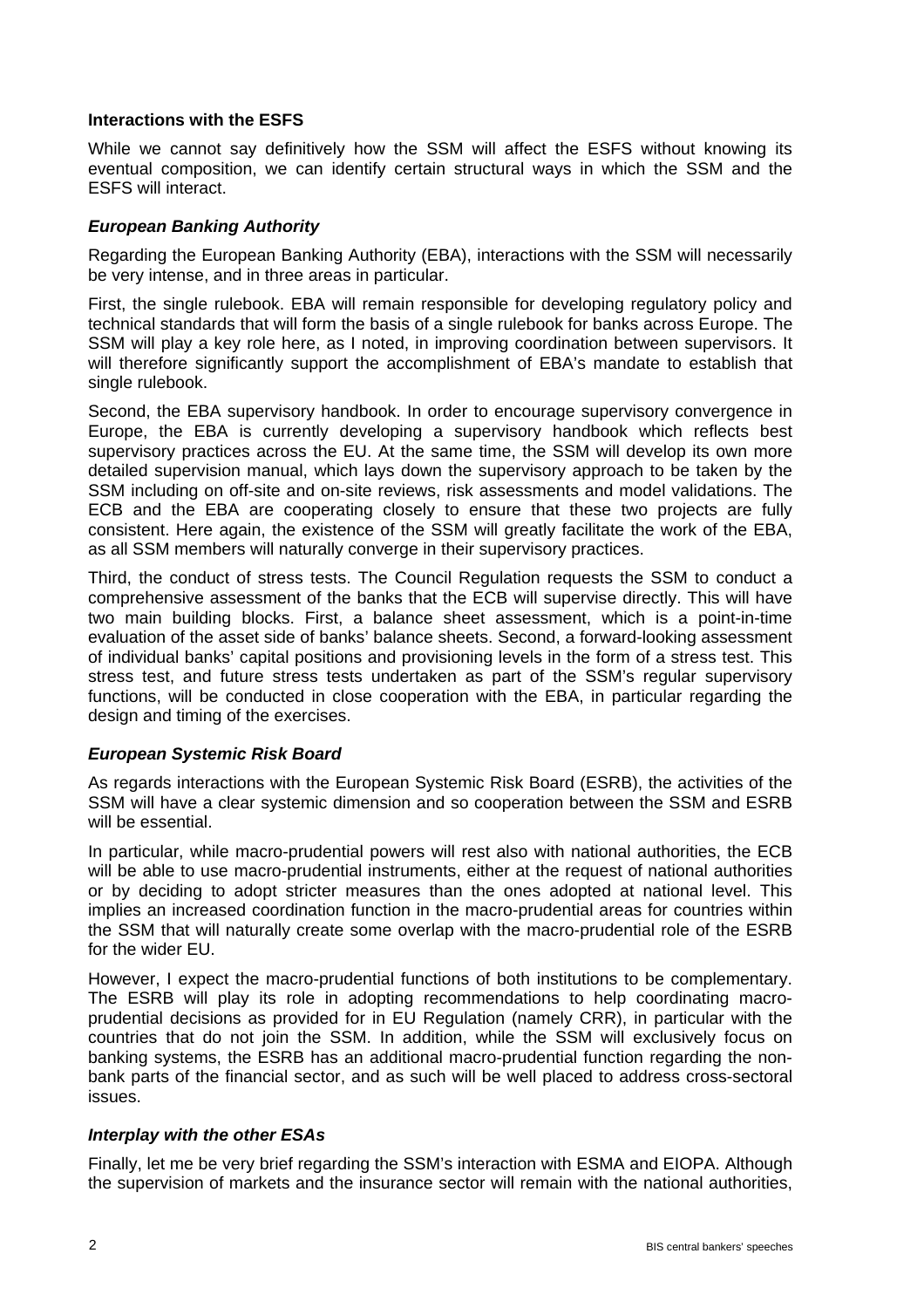**Interactions with the ESFS**

While we cannot say definitively how the SSM will affect the ESFS without knowing its eventual composition, we can identify certain structural ways in which the SSM and the ESFS will interact.

***European Banking Authority***

Regarding the European Banking Authority (EBA), interactions with the SSM will necessarily be very intense, and in three areas in particular.

First, the single rulebook. EBA will remain responsible for developing regulatory policy and technical standards that will form the basis of a single rulebook for banks across Europe. The SSM will play a key role here, as I noted, in improving coordination between supervisors. It will therefore significantly support the accomplishment of EBA's mandate to establish that single rulebook.

Second, the EBA supervisory handbook. In order to encourage supervisory convergence in Europe, the EBA is currently developing a supervisory handbook which reflects best supervisory practices across the EU. At the same time, the SSM will develop its own more detailed supervision manual, which lays down the supervisory approach to be taken by the SSM including on off-site and on-site reviews, risk assessments and model validations. The ECB and the EBA are cooperating closely to ensure that these two projects are fully consistent. Here again, the existence of the SSM will greatly facilitate the work of the EBA, as all SSM members will naturally converge in their supervisory practices.

Third, the conduct of stress tests. The Council Regulation requests the SSM to conduct a comprehensive assessment of the banks that the ECB will supervise directly. This will have two main building blocks. First, a balance sheet assessment, which is a point-in-time evaluation of the asset side of banks' balance sheets. Second, a forward-looking assessment of individual banks' capital positions and provisioning levels in the form of a stress test. This stress test, and future stress tests undertaken as part of the SSM's regular supervisory functions, will be conducted in close cooperation with the EBA, in particular regarding the design and timing of the exercises.

***European Systemic Risk Board***

As regards interactions with the European Systemic Risk Board (ESRB), the activities of the SSM will have a clear systemic dimension and so cooperation between the SSM and ESRB will be essential.

In particular, while macro-prudential powers will rest also with national authorities, the ECB will be able to use macro-prudential instruments, either at the request of national authorities or by deciding to adopt stricter measures than the ones adopted at national level. This implies an increased coordination function in the macro-prudential areas for countries within the SSM that will naturally create some overlap with the macro-prudential role of the ESRB for the wider EU.

However, I expect the macro-prudential functions of both institutions to be complementary. The ESRB will play its role in adopting recommendations to help coordinating macro-prudential decisions as provided for in EU Regulation (namely CRR), in particular with the countries that do not join the SSM. In addition, while the SSM will exclusively focus on banking systems, the ESRB has an additional macro-prudential function regarding the non-bank parts of the financial sector, and as such will be well placed to address cross-sectoral issues.

***Interplay with the other ESAs***

Finally, let me be very brief regarding the SSM's interaction with ESMA and EIOPA. Although the supervision of markets and the insurance sector will remain with the national authorities,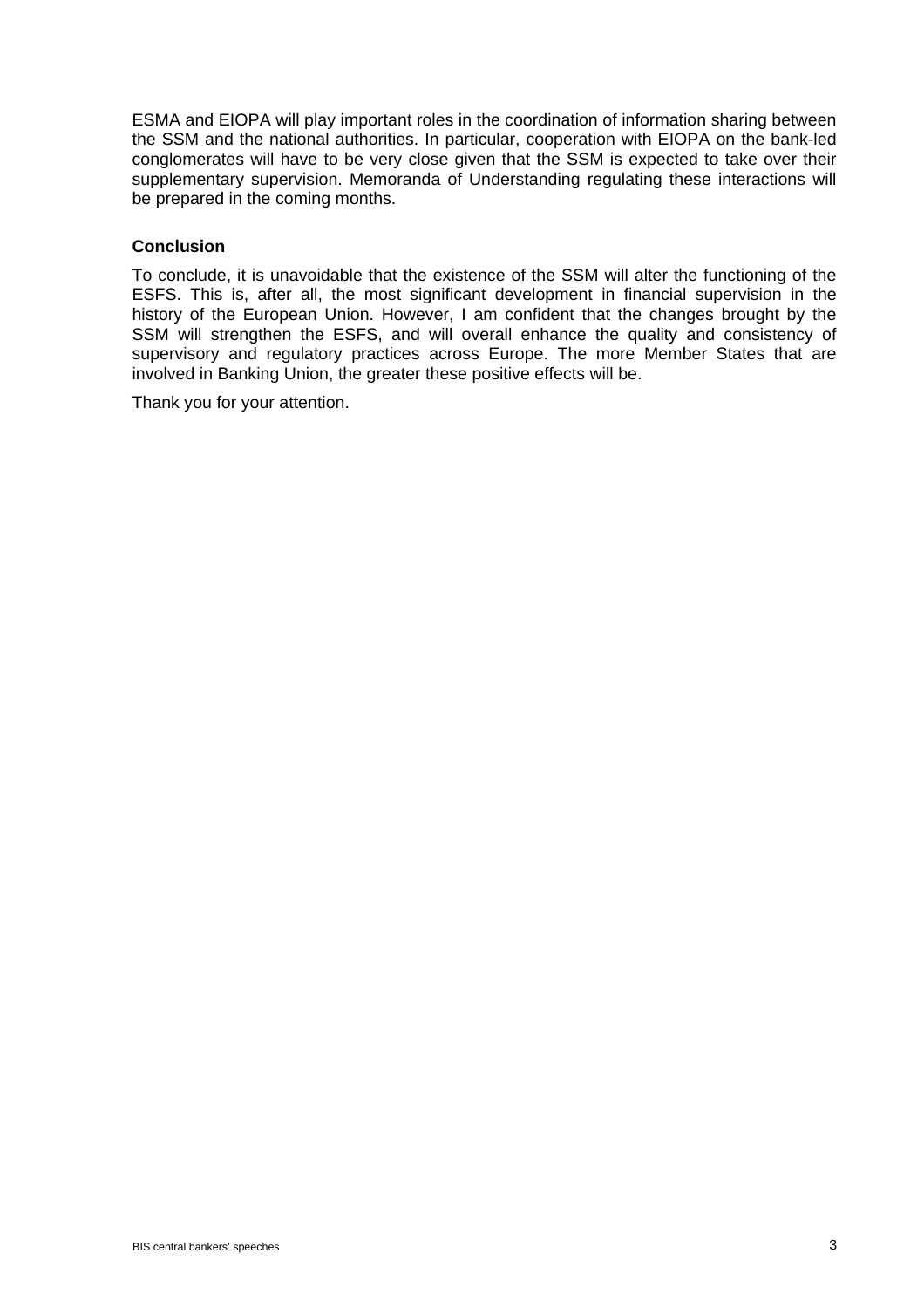ESMA and EIOPA will play important roles in the coordination of information sharing between the SSM and the national authorities. In particular, cooperation with EIOPA on the bank-led conglomerates will have to be very close given that the SSM is expected to take over their supplementary supervision. Memoranda of Understanding regulating these interactions will be prepared in the coming months.

**Conclusion**

To conclude, it is unavoidable that the existence of the SSM will alter the functioning of the ESFS. This is, after all, the most significant development in financial supervision in the history of the European Union. However, I am confident that the changes brought by the SSM will strengthen the ESFS, and will overall enhance the quality and consistency of supervisory and regulatory practices across Europe. The more Member States that are involved in Banking Union, the greater these positive effects will be.

Thank you for your attention.